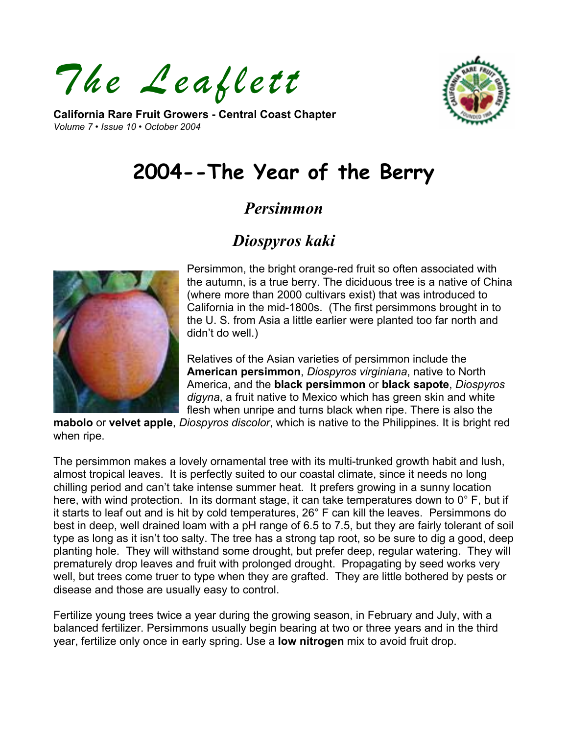# *The Leaflett*

**California Rare Fruit Growers - Central Coast Chapter**
*Volume 7 • Issue 10 • October 2004*

# 2004--The Year of the Berry

## *Persimmon*

## *Diospyros kaki*

Persimmon, the bright orange-red fruit so often associated with the autumn, is a true berry. The diciduous tree is a native of China (where more than 2000 cultivars exist) that was introduced to California in the mid-1800s. (The first persimmons brought in to the U. S. from Asia a little earlier were planted too far north and didn't do well.)

Relatives of the Asian varieties of persimmon include the **American persimmon**, *Diospyros virginiana*, native to North America, and the **black persimmon** or **black sapote**, *Diospyros digyna*, a fruit native to Mexico which has green skin and white flesh when unripe and turns black when ripe. There is also the **mabolo** or **velvet apple**, *Diospyros discolor*, which is native to the Philippines. It is bright red when ripe.

The persimmon makes a lovely ornamental tree with its multi-trunked growth habit and lush, almost tropical leaves. It is perfectly suited to our coastal climate, since it needs no long chilling period and can't take intense summer heat. It prefers growing in a sunny location here, with wind protection. In its dormant stage, it can take temperatures down to 0° F, but if it starts to leaf out and is hit by cold temperatures, 26° F can kill the leaves. Persimmons do best in deep, well drained loam with a pH range of 6.5 to 7.5, but they are fairly tolerant of soil type as long as it isn't too salty. The tree has a strong tap root, so be sure to dig a good, deep planting hole. They will withstand some drought, but prefer deep, regular watering. They will prematurely drop leaves and fruit with prolonged drought. Propagating by seed works very well, but trees come truer to type when they are grafted. They are little bothered by pests or disease and those are usually easy to control.

Fertilize young trees twice a year during the growing season, in February and July, with a balanced fertilizer. Persimmons usually begin bearing at two or three years and in the third year, fertilize only once in early spring. Use a **low nitrogen** mix to avoid fruit drop.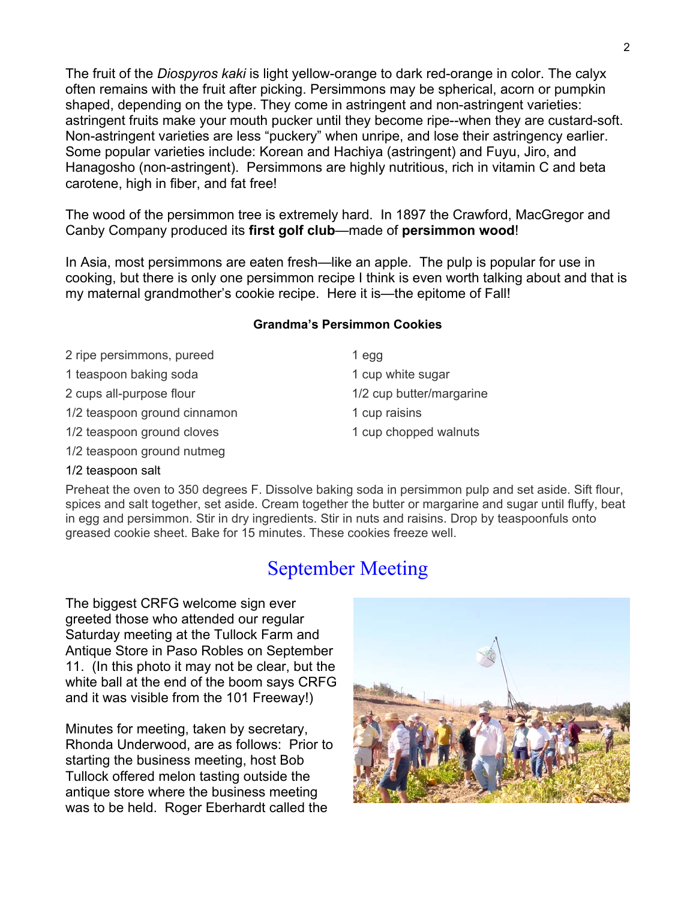The fruit of the *Diospyros kaki* is light yellow-orange to dark red-orange in color. The calyx often remains with the fruit after picking. Persimmons may be spherical, acorn or pumpkin shaped, depending on the type. They come in astringent and non-astringent varieties: astringent fruits make your mouth pucker until they become ripe--when they are custard-soft. Non-astringent varieties are less "puckery" when unripe, and lose their astringency earlier. Some popular varieties include: Korean and Hachiya (astringent) and Fuyu, Jiro, and Hanagosho (non-astringent). Persimmons are highly nutritious, rich in vitamin C and beta carotene, high in fiber, and fat free!

The wood of the persimmon tree is extremely hard. In 1897 the Crawford, MacGregor and Canby Company produced its **first golf club**—made of **persimmon wood**!

In Asia, most persimmons are eaten fresh—like an apple. The pulp is popular for use in cooking, but there is only one persimmon recipe I think is even worth talking about and that is my maternal grandmother's cookie recipe. Here it is—the epitome of Fall!

**Grandma's Persimmon Cookies**

- 2 ripe persimmons, pureed
- 1 teaspoon baking soda
- 2 cups all-purpose flour
- 1/2 teaspoon ground cinnamon
- 1/2 teaspoon ground cloves
- 1/2 teaspoon ground nutmeg
- 1/2 teaspoon salt
- 1 egg
- 1 cup white sugar
- 1/2 cup butter/margarine
- 1 cup raisins
- 1 cup chopped walnuts

Preheat the oven to 350 degrees F. Dissolve baking soda in persimmon pulp and set aside. Sift flour, spices and salt together, set aside. Cream together the butter or margarine and sugar until fluffy, beat in egg and persimmon. Stir in dry ingredients. Stir in nuts and raisins. Drop by teaspoonfuls onto greased cookie sheet. Bake for 15 minutes. These cookies freeze well.

## September Meeting

The biggest CRFG welcome sign ever greeted those who attended our regular Saturday meeting at the Tullock Farm and Antique Store in Paso Robles on September 11. (In this photo it may not be clear, but the white ball at the end of the boom says CRFG and it was visible from the 101 Freeway!)

Minutes for meeting, taken by secretary, Rhonda Underwood, are as follows: Prior to starting the business meeting, host Bob Tullock offered melon tasting outside the antique store where the business meeting was to be held. Roger Eberhardt called the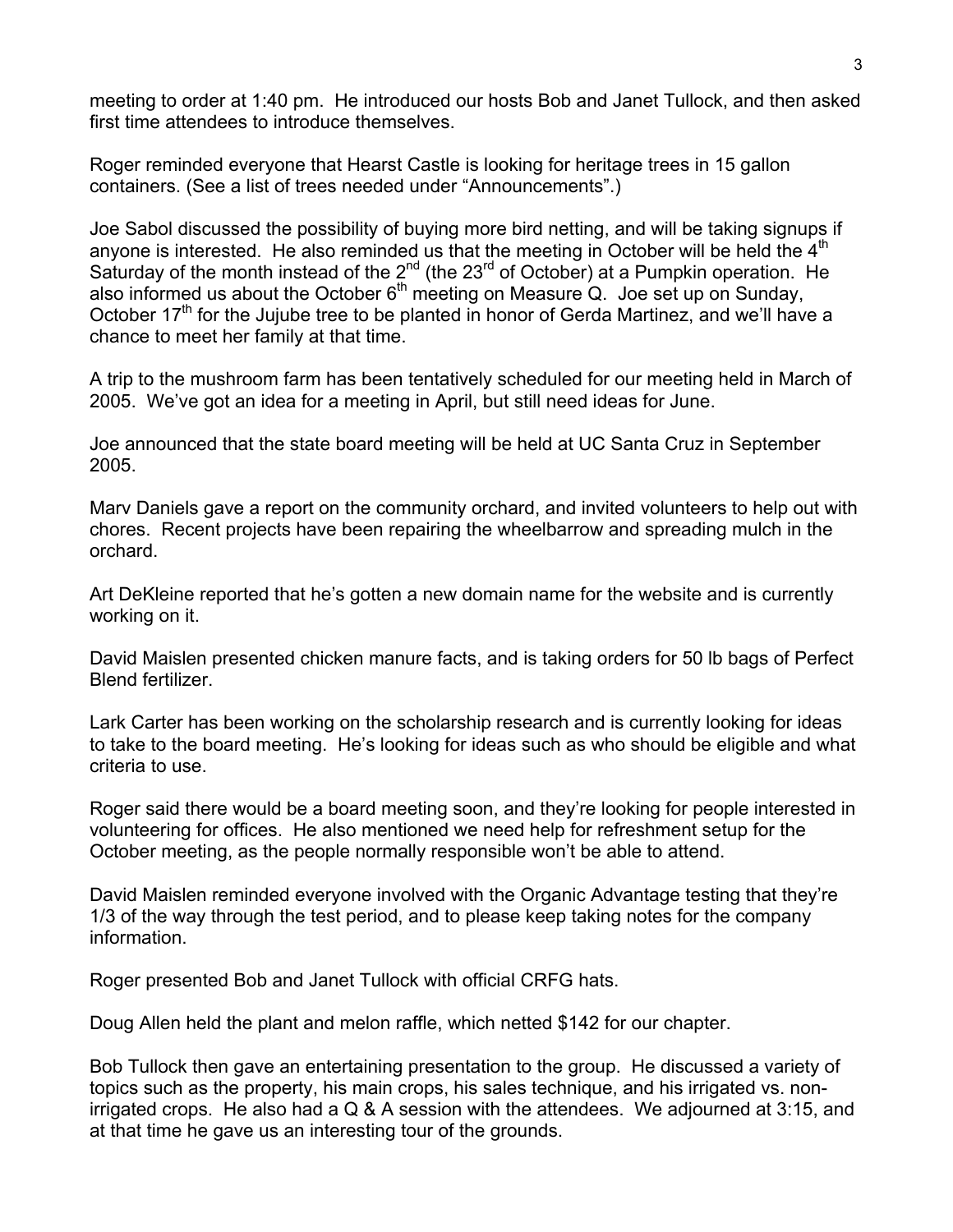meeting to order at 1:40 pm. He introduced our hosts Bob and Janet Tullock, and then asked first time attendees to introduce themselves.

Roger reminded everyone that Hearst Castle is looking for heritage trees in 15 gallon containers. (See a list of trees needed under "Announcements".)

Joe Sabol discussed the possibility of buying more bird netting, and will be taking signups if anyone is interested. He also reminded us that the meeting in October will be held the 4th Saturday of the month instead of the 2nd (the 23rd of October) at a Pumpkin operation. He also informed us about the October 6th meeting on Measure Q. Joe set up on Sunday, October 17th for the Jujube tree to be planted in honor of Gerda Martinez, and we'll have a chance to meet her family at that time.

A trip to the mushroom farm has been tentatively scheduled for our meeting held in March of 2005. We've got an idea for a meeting in April, but still need ideas for June.

Joe announced that the state board meeting will be held at UC Santa Cruz in September 2005.

Marv Daniels gave a report on the community orchard, and invited volunteers to help out with chores. Recent projects have been repairing the wheelbarrow and spreading mulch in the orchard.

Art DeKleine reported that he's gotten a new domain name for the website and is currently working on it.

David Maislen presented chicken manure facts, and is taking orders for 50 lb bags of Perfect Blend fertilizer.

Lark Carter has been working on the scholarship research and is currently looking for ideas to take to the board meeting. He's looking for ideas such as who should be eligible and what criteria to use.

Roger said there would be a board meeting soon, and they're looking for people interested in volunteering for offices. He also mentioned we need help for refreshment setup for the October meeting, as the people normally responsible won't be able to attend.

David Maislen reminded everyone involved with the Organic Advantage testing that they're 1/3 of the way through the test period, and to please keep taking notes for the company information.

Roger presented Bob and Janet Tullock with official CRFG hats.

Doug Allen held the plant and melon raffle, which netted $142 for our chapter.

Bob Tullock then gave an entertaining presentation to the group. He discussed a variety of topics such as the property, his main crops, his sales technique, and his irrigated vs. non-irrigated crops. He also had a Q & A session with the attendees. We adjourned at 3:15, and at that time he gave us an interesting tour of the grounds.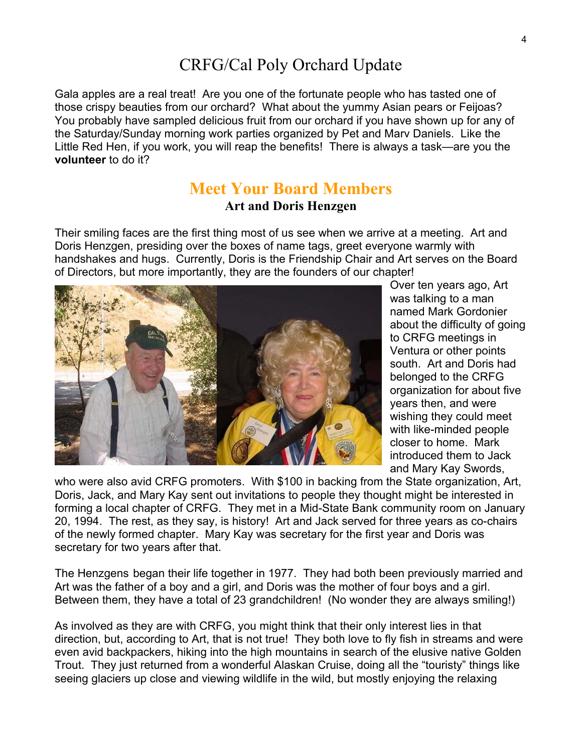# CRFG/Cal Poly Orchard Update

Gala apples are a real treat! Are you one of the fortunate people who has tasted one of those crispy beauties from our orchard? What about the yummy Asian pears or Feijoas? You probably have sampled delicious fruit from our orchard if you have shown up for any of the Saturday/Sunday morning work parties organized by Pet and Marv Daniels. Like the Little Red Hen, if you work, you will reap the benefits! There is always a task—are you the **volunteer** to do it?

## Meet Your Board Members

### Art and Doris Henzgen

Their smiling faces are the first thing most of us see when we arrive at a meeting. Art and Doris Henzgen, presiding over the boxes of name tags, greet everyone warmly with handshakes and hugs. Currently, Doris is the Friendship Chair and Art serves on the Board of Directors, but more importantly, they are the founders of our chapter!

Over ten years ago, Art was talking to a man named Mark Gordonier about the difficulty of going to CRFG meetings in Ventura or other points south. Art and Doris had belonged to the CRFG organization for about five years then, and were wishing they could meet with like-minded people closer to home. Mark introduced them to Jack and Mary Kay Swords, who were also avid CRFG promoters. With $100 in backing from the State organization, Art, Doris, Jack, and Mary Kay sent out invitations to people they thought might be interested in forming a local chapter of CRFG. They met in a Mid-State Bank community room on January 20, 1994. The rest, as they say, is history! Art and Jack served for three years as co-chairs of the newly formed chapter. Mary Kay was secretary for the first year and Doris was secretary for two years after that.

The Henzgens began their life together in 1977. They had both been previously married and Art was the father of a boy and a girl, and Doris was the mother of four boys and a girl. Between them, they have a total of 23 grandchildren! (No wonder they are always smiling!)

As involved as they are with CRFG, you might think that their only interest lies in that direction, but, according to Art, that is not true! They both love to fly fish in streams and were even avid backpackers, hiking into the high mountains in search of the elusive native Golden Trout. They just returned from a wonderful Alaskan Cruise, doing all the "touristy" things like seeing glaciers up close and viewing wildlife in the wild, but mostly enjoying the relaxing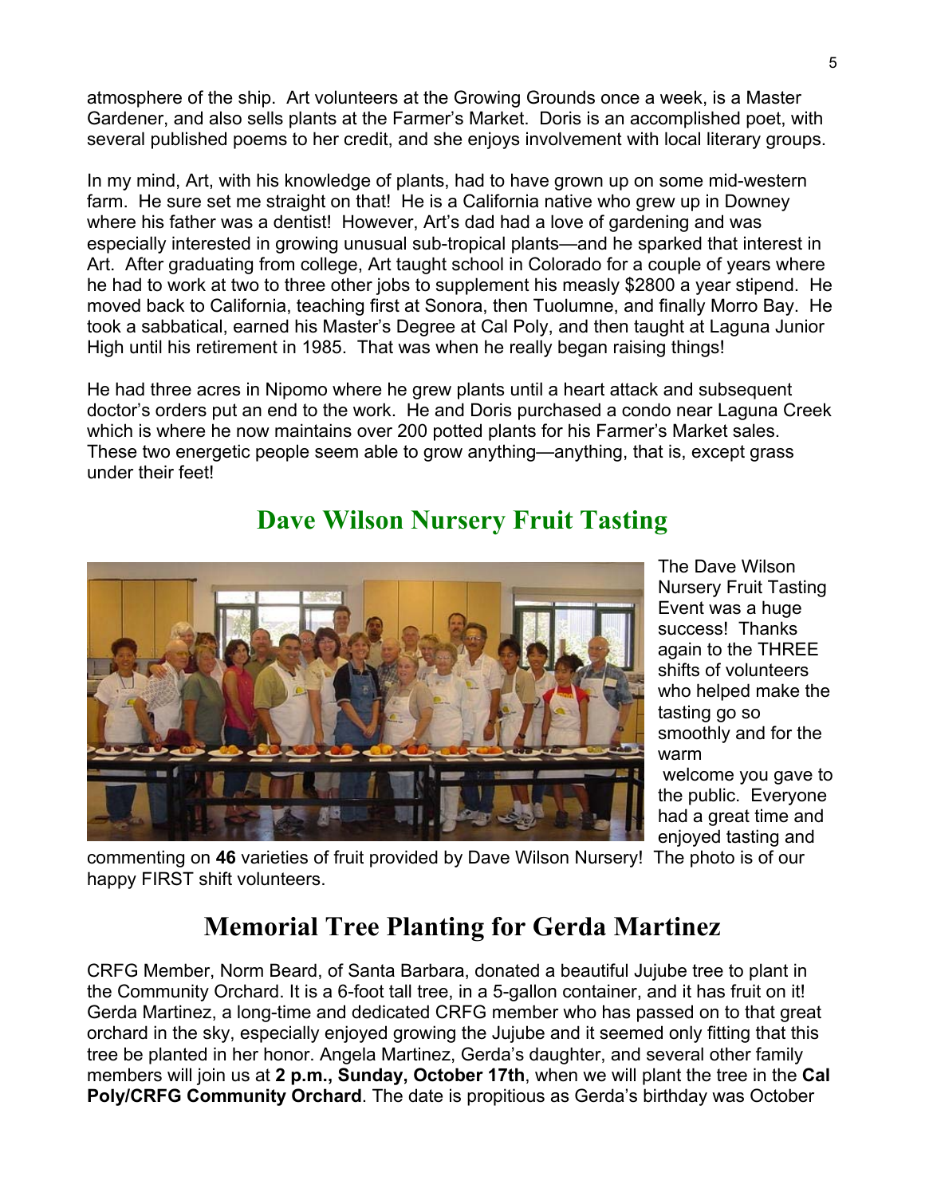atmosphere of the ship. Art volunteers at the Growing Grounds once a week, is a Master Gardener, and also sells plants at the Farmer's Market. Doris is an accomplished poet, with several published poems to her credit, and she enjoys involvement with local literary groups.

In my mind, Art, with his knowledge of plants, had to have grown up on some mid-western farm. He sure set me straight on that! He is a California native who grew up in Downey where his father was a dentist! However, Art's dad had a love of gardening and was especially interested in growing unusual sub-tropical plants—and he sparked that interest in Art. After graduating from college, Art taught school in Colorado for a couple of years where he had to work at two to three other jobs to supplement his measly $2800 a year stipend. He moved back to California, teaching first at Sonora, then Tuolumne, and finally Morro Bay. He took a sabbatical, earned his Master's Degree at Cal Poly, and then taught at Laguna Junior High until his retirement in 1985. That was when he really began raising things!

He had three acres in Nipomo where he grew plants until a heart attack and subsequent doctor's orders put an end to the work. He and Doris purchased a condo near Laguna Creek which is where he now maintains over 200 potted plants for his Farmer's Market sales. These two energetic people seem able to grow anything—anything, that is, except grass under their feet!

## Dave Wilson Nursery Fruit Tasting

The Dave Wilson Nursery Fruit Tasting Event was a huge success! Thanks again to the THREE shifts of volunteers who helped make the tasting go so smoothly and for the warm welcome you gave to the public. Everyone had a great time and enjoyed tasting and commenting on **46** varieties of fruit provided by Dave Wilson Nursery! The photo is of our happy FIRST shift volunteers.

## Memorial Tree Planting for Gerda Martinez

CRFG Member, Norm Beard, of Santa Barbara, donated a beautiful Jujube tree to plant in the Community Orchard. It is a 6-foot tall tree, in a 5-gallon container, and it has fruit on it! Gerda Martinez, a long-time and dedicated CRFG member who has passed on to that great orchard in the sky, especially enjoyed growing the Jujube and it seemed only fitting that this tree be planted in her honor. Angela Martinez, Gerda's daughter, and several other family members will join us at **2 p.m., Sunday, October 17th**, when we will plant the tree in the **Cal Poly/CRFG Community Orchard**. The date is propitious as Gerda's birthday was October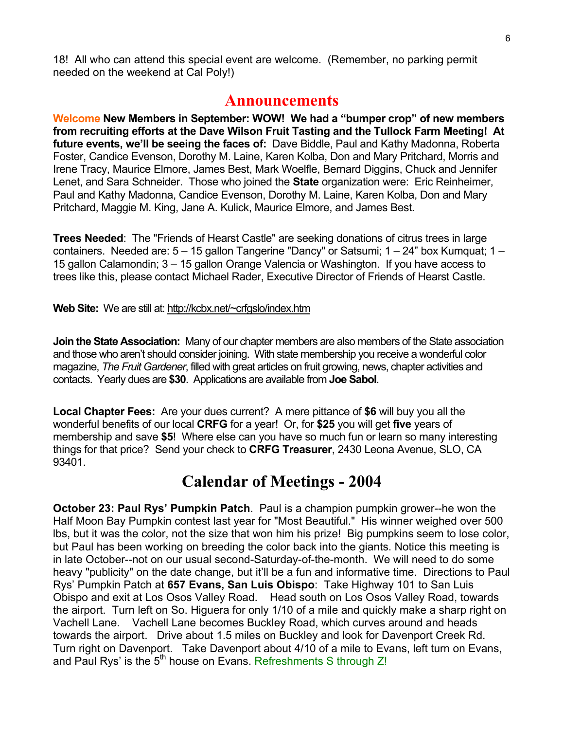18! All who can attend this special event are welcome. (Remember, no parking permit needed on the weekend at Cal Poly!)

# Announcements

Welcome **New Members in September: WOW! We had a "bumper crop" of new members from recruiting efforts at the Dave Wilson Fruit Tasting and the Tullock Farm Meeting! At future events, we'll be seeing the faces of:** Dave Biddle, Paul and Kathy Madonna, Roberta Foster, Candice Evenson, Dorothy M. Laine, Karen Kolba, Don and Mary Pritchard, Morris and Irene Tracy, Maurice Elmore, James Best, Mark Woelfle, Bernard Diggins, Chuck and Jennifer Lenet, and Sara Schneider. Those who joined the **State** organization were: Eric Reinheimer, Paul and Kathy Madonna, Candice Evenson, Dorothy M. Laine, Karen Kolba, Don and Mary Pritchard, Maggie M. King, Jane A. Kulick, Maurice Elmore, and James Best.

**Trees Needed**: The "Friends of Hearst Castle" are seeking donations of citrus trees in large containers. Needed are: 5 – 15 gallon Tangerine "Dancy" or Satsumi; 1 – 24" box Kumquat; 1 – 15 gallon Calamondin; 3 – 15 gallon Orange Valencia or Washington. If you have access to trees like this, please contact Michael Rader, Executive Director of Friends of Hearst Castle.

**Web Site:** We are still at: http://kcbx.net/~crfgslo/index.htm

**Join the State Association:** Many of our chapter members are also members of the State association and those who aren't should consider joining. With state membership you receive a wonderful color magazine, *The Fruit Gardener*, filled with great articles on fruit growing, news, chapter activities and contacts. Yearly dues are **$30**. Applications are available from **Joe Sabol**.

**Local Chapter Fees:** Are your dues current? A mere pittance of **$6** will buy you all the wonderful benefits of our local **CRFG** for a year! Or, for **$25** you will get **five** years of membership and save **$5**! Where else can you have so much fun or learn so many interesting things for that price? Send your check to **CRFG Treasurer**, 2430 Leona Avenue, SLO, CA 93401.

# Calendar of Meetings - 2004

**October 23: Paul Rys' Pumpkin Patch**. Paul is a champion pumpkin grower--he won the Half Moon Bay Pumpkin contest last year for "Most Beautiful." His winner weighed over 500 lbs, but it was the color, not the size that won him his prize! Big pumpkins seem to lose color, but Paul has been working on breeding the color back into the giants. Notice this meeting is in late October--not on our usual second-Saturday-of-the-month. We will need to do some heavy "publicity" on the date change, but it'll be a fun and informative time. Directions to Paul Rys' Pumpkin Patch at **657 Evans, San Luis Obispo**: Take Highway 101 to San Luis Obispo and exit at Los Osos Valley Road. Head south on Los Osos Valley Road, towards the airport. Turn left on So. Higuera for only 1/10 of a mile and quickly make a sharp right on Vachell Lane. Vachell Lane becomes Buckley Road, which curves around and heads towards the airport. Drive about 1.5 miles on Buckley and look for Davenport Creek Rd. Turn right on Davenport. Take Davenport about 4/10 of a mile to Evans, left turn on Evans, and Paul Rys' is the 5th house on Evans. Refreshments S through Z!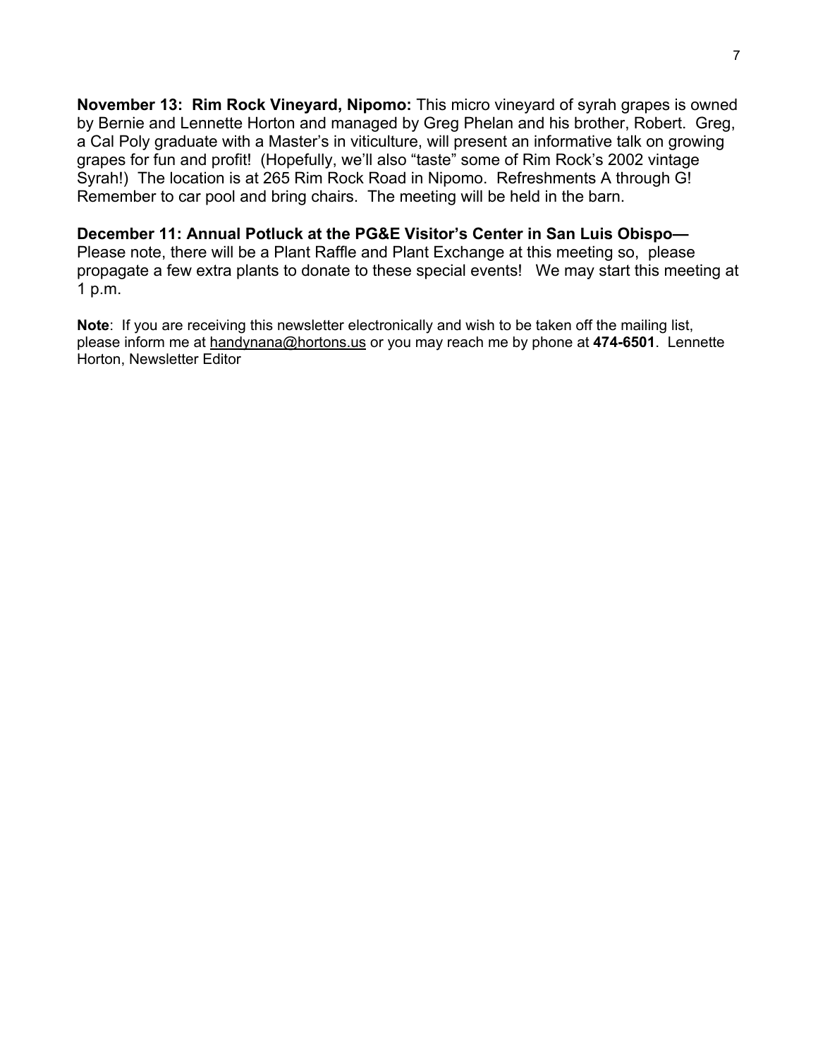**November 13: Rim Rock Vineyard, Nipomo:** This micro vineyard of syrah grapes is owned by Bernie and Lennette Horton and managed by Greg Phelan and his brother, Robert. Greg, a Cal Poly graduate with a Master's in viticulture, will present an informative talk on growing grapes for fun and profit! (Hopefully, we'll also "taste" some of Rim Rock's 2002 vintage Syrah!) The location is at 265 Rim Rock Road in Nipomo. Refreshments A through G! Remember to car pool and bring chairs. The meeting will be held in the barn.

**December 11: Annual Potluck at the PG&E Visitor's Center in San Luis Obispo—** Please note, there will be a Plant Raffle and Plant Exchange at this meeting so, please propagate a few extra plants to donate to these special events! We may start this meeting at 1 p.m.

**Note**: If you are receiving this newsletter electronically and wish to be taken off the mailing list, please inform me at handynana@hortons.us or you may reach me by phone at **474-6501**. Lennette Horton, Newsletter Editor